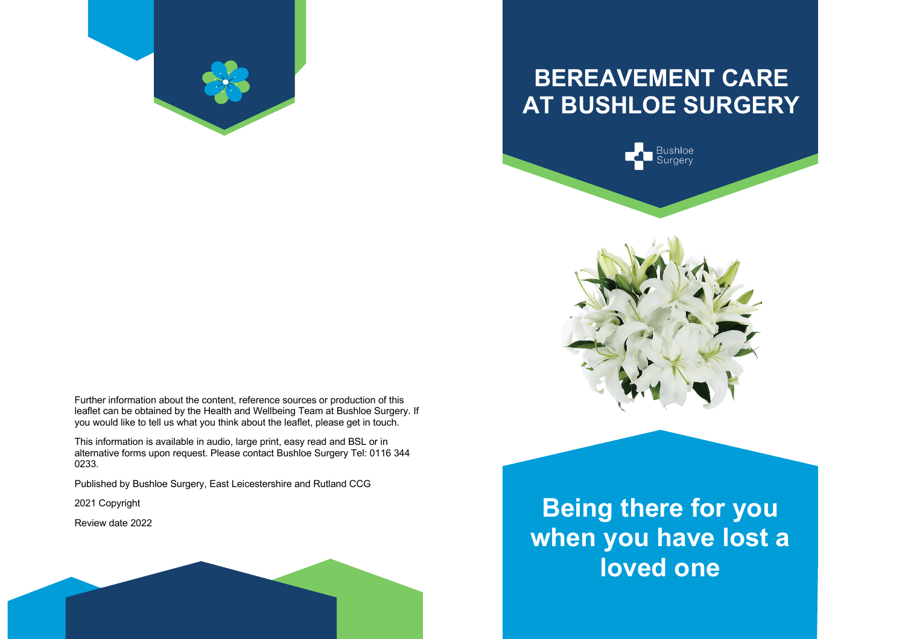Further information about the content, reference sources or production of this leaflet can be obtained by the Health and Wellbeing Team at Bushloe Surgery. If you would like to tell us what you think about the leaflet, please get in touch.

This information is available in audio, large print, easy read and BSL or in alternative forms upon request. Please contact Bushloe Surgery Tel: 0116 344 0233.

Published by Bushloe Surgery, East Leicestershire and Rutland CCG

2021 Copyright

Review date 2022

# BEREAVEMENT CARE AT BUSHLOE SURGERY

Bushloe Surgery

## Being there for you when you have lost a loved one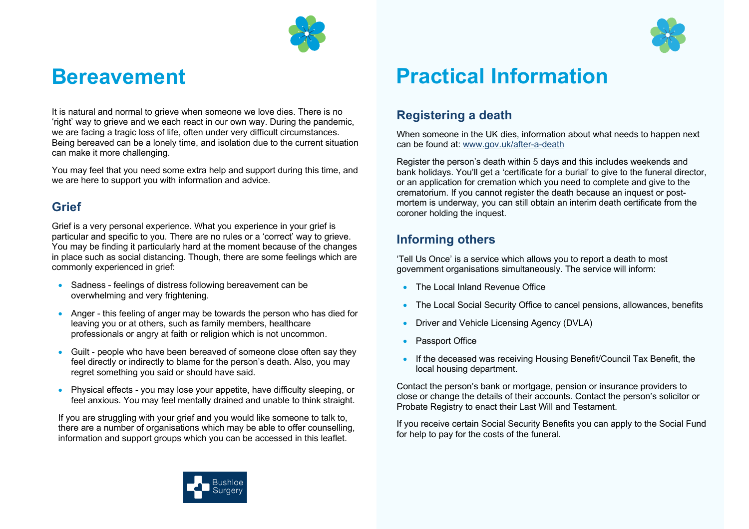# Bereavement

It is natural and normal to grieve when someone we love dies. There is no 'right' way to grieve and we each react in our own way. During the pandemic, we are facing a tragic loss of life, often under very difficult circumstances. Being bereaved can be a lonely time, and isolation due to the current situation can make it more challenging.

You may feel that you need some extra help and support during this time, and we are here to support you with information and advice.

## Grief

Grief is a very personal experience. What you experience in your grief is particular and specific to you. There are no rules or a 'correct' way to grieve. You may be finding it particularly hard at the moment because of the changes in place such as social distancing. Though, there are some feelings which are commonly experienced in grief:

- Sadness - feelings of distress following bereavement can be overwhelming and very frightening.
- Anger - this feeling of anger may be towards the person who has died for leaving you or at others, such as family members, healthcare professionals or angry at faith or religion which is not uncommon.
- Guilt - people who have been bereaved of someone close often say they feel directly or indirectly to blame for the person's death. Also, you may regret something you said or should have said.
- Physical effects - you may lose your appetite, have difficulty sleeping, or feel anxious. You may feel mentally drained and unable to think straight.

If you are struggling with your grief and you would like someone to talk to, there are a number of organisations which may be able to offer counselling, information and support groups which you can be accessed in this leaflet.

Bushloe Surgery

# Practical Information

## Registering a death

When someone in the UK dies, information about what needs to happen next can be found at: www.gov.uk/after-a-death

Register the person's death within 5 days and this includes weekends and bank holidays. You'll get a 'certificate for a burial' to give to the funeral director, or an application for cremation which you need to complete and give to the crematorium. If you cannot register the death because an inquest or post-mortem is underway, you can still obtain an interim death certificate from the coroner holding the inquest.

## Informing others

'Tell Us Once' is a service which allows you to report a death to most government organisations simultaneously. The service will inform:

- The Local Inland Revenue Office
- The Local Social Security Office to cancel pensions, allowances, benefits
- Driver and Vehicle Licensing Agency (DVLA)
- Passport Office
- If the deceased was receiving Housing Benefit/Council Tax Benefit, the local housing department.

Contact the person's bank or mortgage, pension or insurance providers to close or change the details of their accounts. Contact the person's solicitor or Probate Registry to enact their Last Will and Testament.

If you receive certain Social Security Benefits you can apply to the Social Fund for help to pay for the costs of the funeral.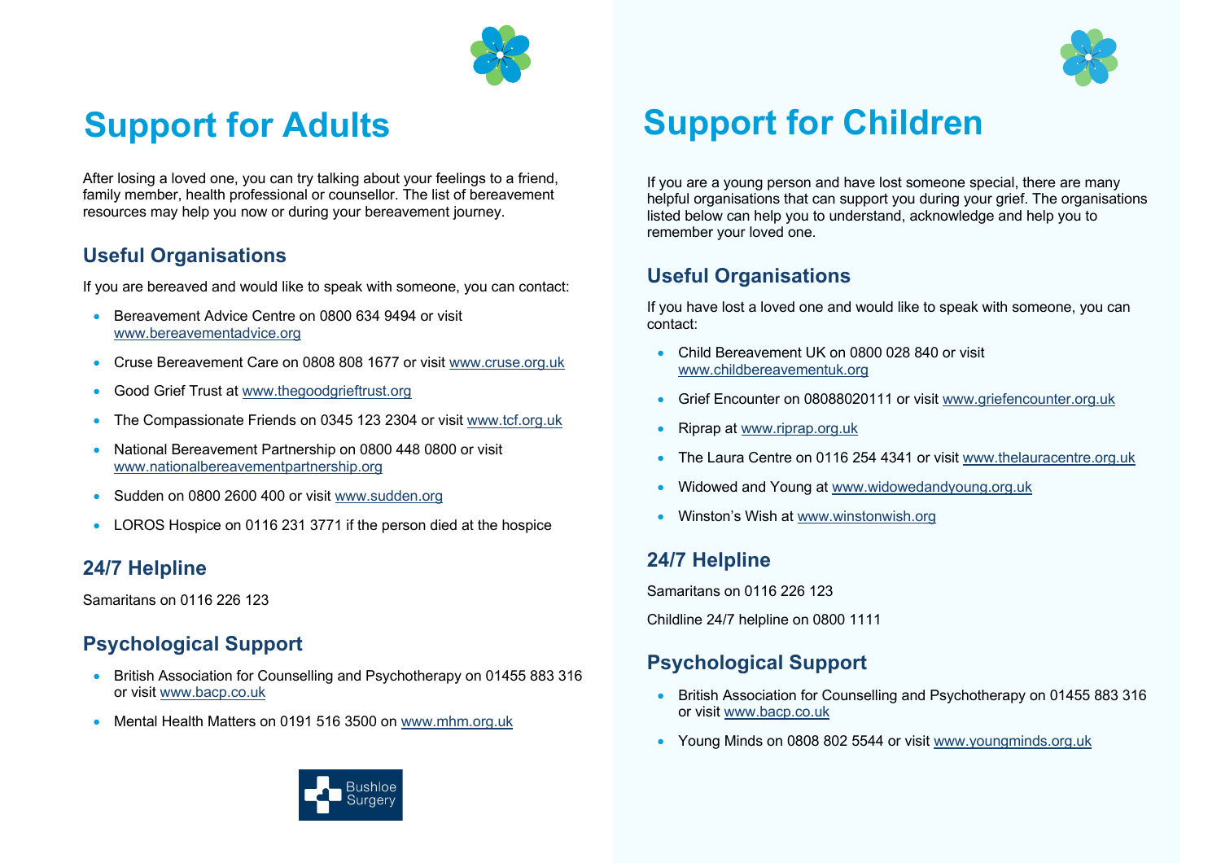# Support for Adults

After losing a loved one, you can try talking about your feelings to a friend, family member, health professional or counsellor. The list of bereavement resources may help you now or during your bereavement journey.

## Useful Organisations

If you are bereaved and would like to speak with someone, you can contact:

- Bereavement Advice Centre on 0800 634 9494 or visit www.bereavementadvice.org
- Cruse Bereavement Care on 0808 808 1677 or visit www.cruse.org.uk
- Good Grief Trust at www.thegoodgrieftrust.org
- The Compassionate Friends on 0345 123 2304 or visit www.tcf.org.uk
- National Bereavement Partnership on 0800 448 0800 or visit www.nationalbereavementpartnership.org
- Sudden on 0800 2600 400 or visit www.sudden.org
- LOROS Hospice on 0116 231 3771 if the person died at the hospice

## 24/7 Helpline

Samaritans on 0116 226 123

## Psychological Support

- British Association for Counselling and Psychotherapy on 01455 883 316 or visit www.bacp.co.uk
- Mental Health Matters on 0191 516 3500 on www.mhm.org.uk

Bushloe Surgery

# Support for Children

If you are a young person and have lost someone special, there are many helpful organisations that can support you during your grief. The organisations listed below can help you to understand, acknowledge and help you to remember your loved one.

## Useful Organisations

If you have lost a loved one and would like to speak with someone, you can contact:

- Child Bereavement UK on 0800 028 840 or visit www.childbereavementuk.org
- Grief Encounter on 08088020111 or visit www.griefencounter.org.uk
- Riprap at www.riprap.org.uk
- The Laura Centre on 0116 254 4341 or visit www.thelauracentre.org.uk
- Widowed and Young at www.widowedandyoung.org.uk
- Winston's Wish at www.winstonwish.org

## 24/7 Helpline

Samaritans on 0116 226 123

Childline 24/7 helpline on 0800 1111

## Psychological Support

- British Association for Counselling and Psychotherapy on 01455 883 316 or visit www.bacp.co.uk
- Young Minds on 0808 802 5544 or visit www.youngminds.org.uk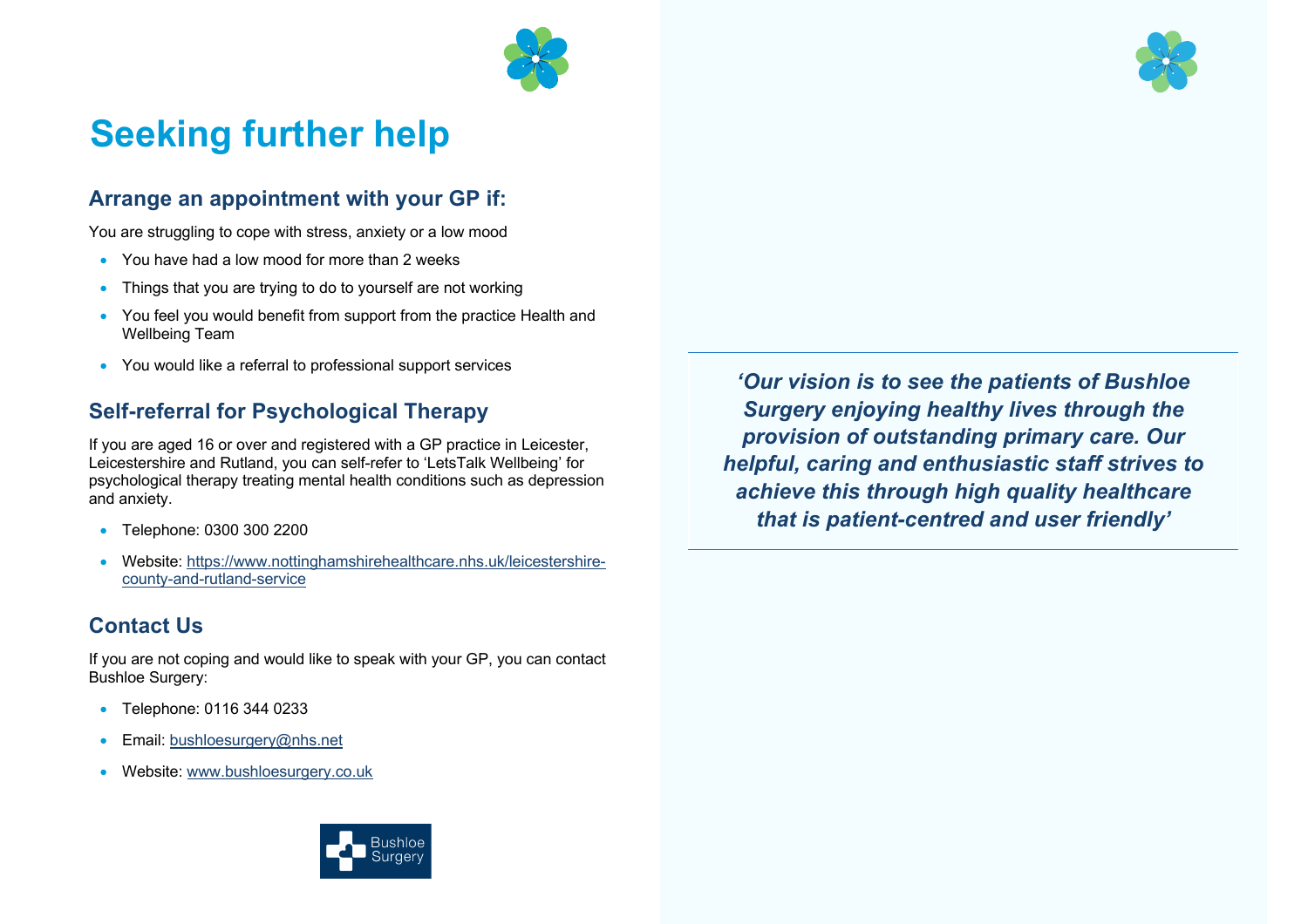# Seeking further help

## Arrange an appointment with your GP if:

You are struggling to cope with stress, anxiety or a low mood

- You have had a low mood for more than 2 weeks
- Things that you are trying to do to yourself are not working
- You feel you would benefit from support from the practice Health and Wellbeing Team
- You would like a referral to professional support services

## Self-referral for Psychological Therapy

If you are aged 16 or over and registered with a GP practice in Leicester, Leicestershire and Rutland, you can self-refer to 'LetsTalk Wellbeing' for psychological therapy treating mental health conditions such as depression and anxiety.

- Telephone: 0300 300 2200
- Website: https://www.nottinghamshirehealthcare.nhs.uk/leicestershire-county-and-rutland-service

## Contact Us

If you are not coping and would like to speak with your GP, you can contact Bushloe Surgery:

- Telephone: 0116 344 0233
- Email: bushloesurgery@nhs.net
- Website: www.bushloesurgery.co.uk

Bushloe Surgery

***'Our vision is to see the patients of Bushloe Surgery enjoying healthy lives through the provision of outstanding primary care. Our helpful, caring and enthusiastic staff strives to achieve this through high quality healthcare that is patient-centred and user friendly'***